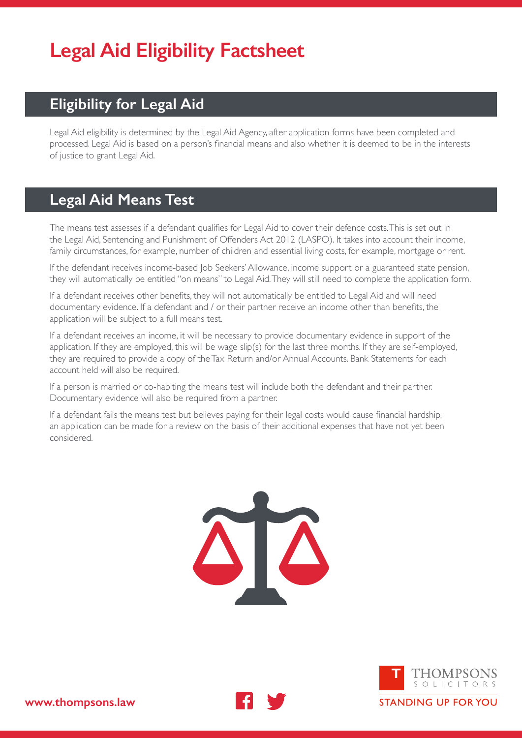# Legal Aid Eligibility Factsheet

## Eligibility for Legal Aid

Legal Aid eligibility is determined by the Legal Aid Agency, after application forms have been completed and processed. Legal Aid is based on a person's financial means and also whether it is deemed to be in the interests of justice to grant Legal Aid.

## Legal Aid Means Test

The means test assesses if a defendant qualifies for Legal Aid to cover their defence costs. This is set out in the Legal Aid, Sentencing and Punishment of Offenders Act 2012 (LASPO). It takes into account their income, family circumstances, for example, number of children and essential living costs, for example, mortgage or rent.

If the defendant receives income-based Job Seekers' Allowance, income support or a guaranteed state pension, they will automatically be entitled "on means" to Legal Aid. They will still need to complete the application form.

If a defendant receives other benefits, they will not automatically be entitled to Legal Aid and will need documentary evidence. If a defendant and / or their partner receive an income other than benefits, the application will be subject to a full means test.

If a defendant receives an income, it will be necessary to provide documentary evidence in support of the application. If they are employed, this will be wage slip(s) for the last three months. If they are self-employed, they are required to provide a copy of the Tax Return and/or Annual Accounts. Bank Statements for each account held will also be required.

If a person is married or co-habiting the means test will include both the defendant and their partner. Documentary evidence will also be required from a partner.

If a defendant fails the means test but believes paying for their legal costs would cause financial hardship, an application can be made for a review on the basis of their additional expenses that have not yet been considered.

www.thompsons.law

THOMPSONS SOLICITORS

STANDING UP FOR YOU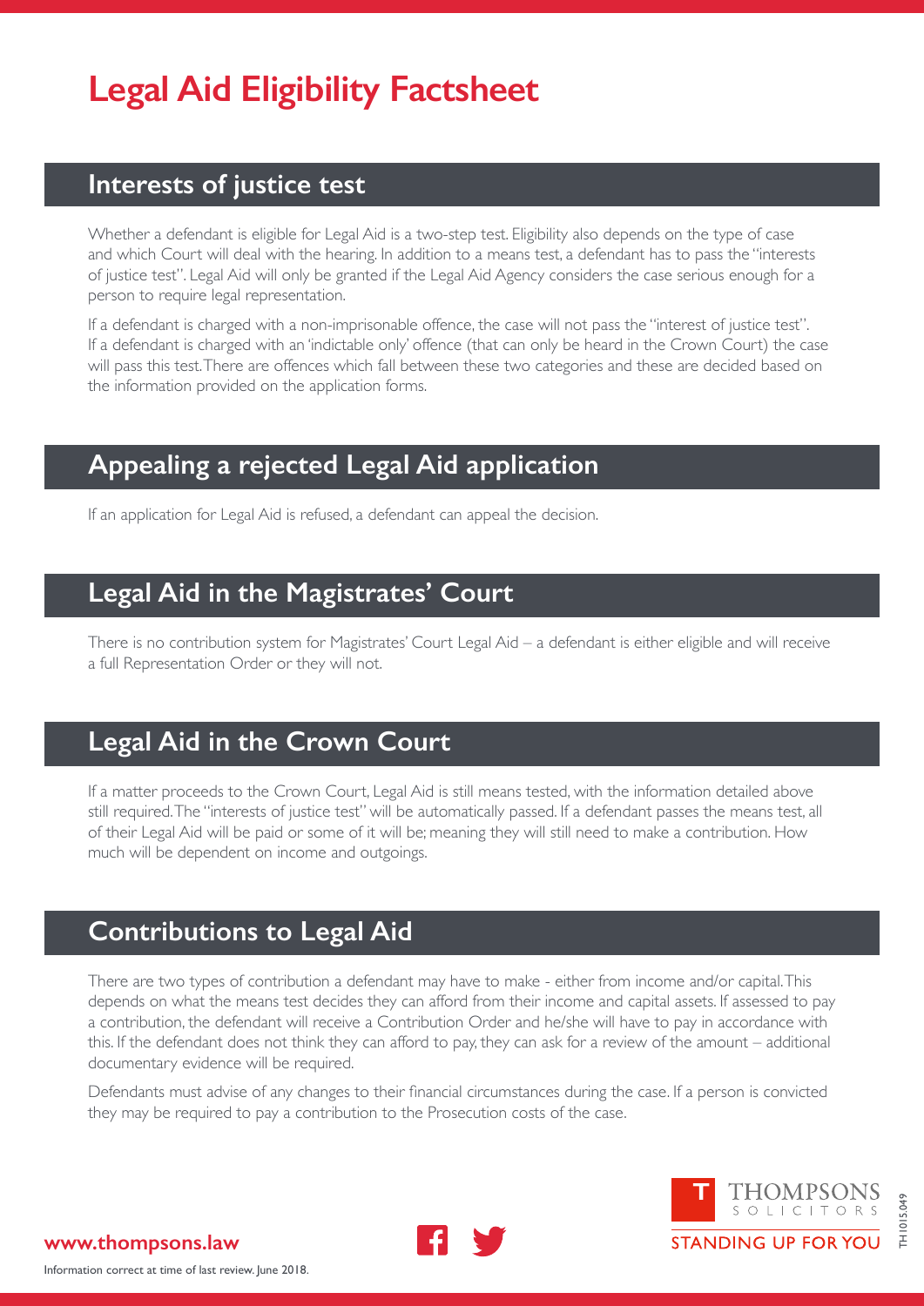# Legal Aid Eligibility Factsheet

## Interests of justice test

Whether a defendant is eligible for Legal Aid is a two-step test. Eligibility also depends on the type of case and which Court will deal with the hearing. In addition to a means test, a defendant has to pass the "interests of justice test". Legal Aid will only be granted if the Legal Aid Agency considers the case serious enough for a person to require legal representation.

If a defendant is charged with a non-imprisonable offence, the case will not pass the "interest of justice test". If a defendant is charged with an 'indictable only' offence (that can only be heard in the Crown Court) the case will pass this test. There are offences which fall between these two categories and these are decided based on the information provided on the application forms.

## Appealing a rejected Legal Aid application

If an application for Legal Aid is refused, a defendant can appeal the decision.

## Legal Aid in the Magistrates' Court

There is no contribution system for Magistrates' Court Legal Aid – a defendant is either eligible and will receive a full Representation Order or they will not.

## Legal Aid in the Crown Court

If a matter proceeds to the Crown Court, Legal Aid is still means tested, with the information detailed above still required. The "interests of justice test" will be automatically passed. If a defendant passes the means test, all of their Legal Aid will be paid or some of it will be; meaning they will still need to make a contribution. How much will be dependent on income and outgoings.

## Contributions to Legal Aid

There are two types of contribution a defendant may have to make - either from income and/or capital. This depends on what the means test decides they can afford from their income and capital assets. If assessed to pay a contribution, the defendant will receive a Contribution Order and he/she will have to pay in accordance with this. If the defendant does not think they can afford to pay, they can ask for a review of the amount – additional documentary evidence will be required.

Defendants must advise of any changes to their financial circumstances during the case. If a person is convicted they may be required to pay a contribution to the Prosecution costs of the case.

**www.thompsons.law**

THOMPSONS SOLICITORS

STANDING UP FOR YOU

TH1015.049

Information correct at time of last review. June 2018.